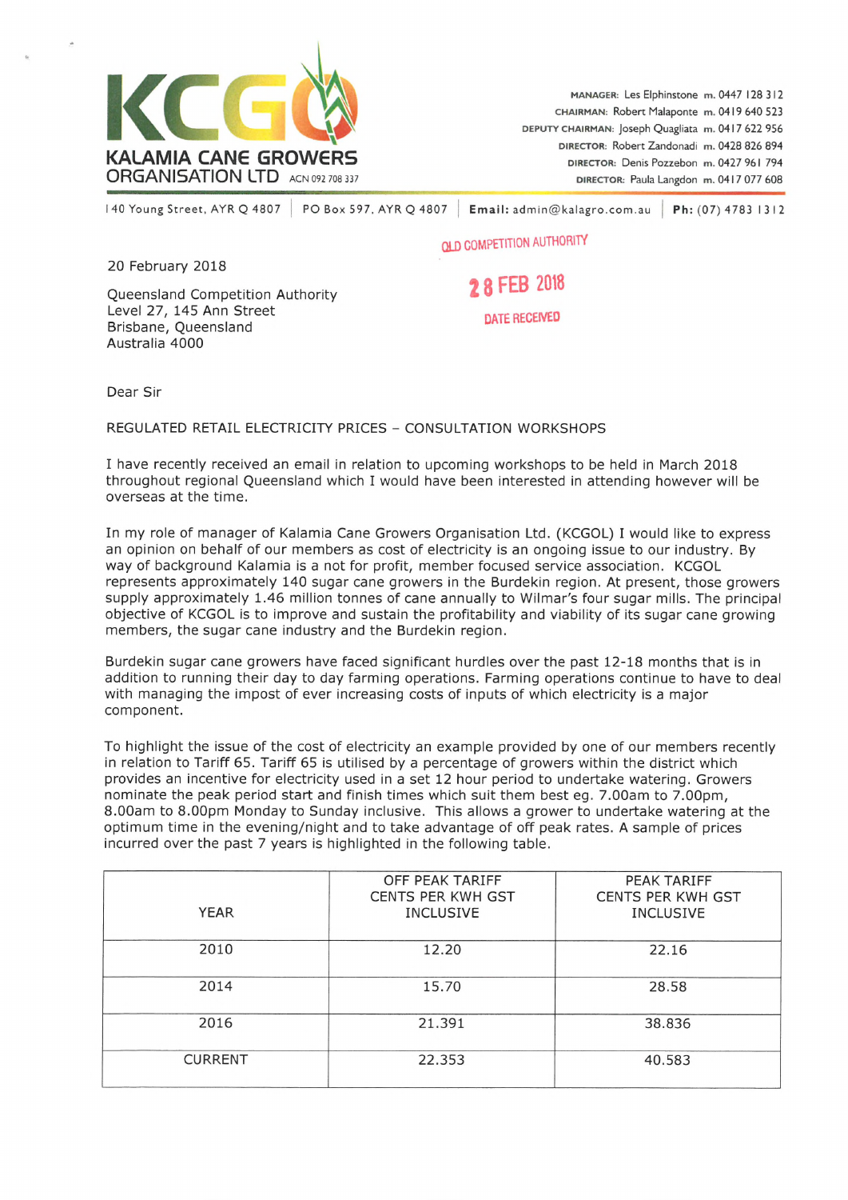**KCGO**
**KALAMIA CANE GROWERS ORGANISATION LTD** ACN 092 708 337

MANAGER: Les Elphinstone m. 0447 128 312
CHAIRMAN: Robert Malaponte m. 0419 640 523
DEPUTY CHAIRMAN: Joseph Quagliata m. 0417 622 956
DIRECTOR: Robert Zandonadi m. 0428 826 894
DIRECTOR: Denis Pozzebon m. 0427 961 794
DIRECTOR: Paula Langdon m. 0417 077 608

140 Young Street, AYR Q 4807 | PO Box 597, AYR Q 4807 | **Email:** admin@kalagro.com.au | **Ph:** (07) 4783 1312

QLD COMPETITION AUTHORITY
28 FEB 2018
DATE RECEIVED

20 February 2018

Queensland Competition Authority
Level 27, 145 Ann Street
Brisbane, Queensland
Australia 4000

Dear Sir

REGULATED RETAIL ELECTRICITY PRICES – CONSULTATION WORKSHOPS

I have recently received an email in relation to upcoming workshops to be held in March 2018 throughout regional Queensland which I would have been interested in attending however will be overseas at the time.

In my role of manager of Kalamia Cane Growers Organisation Ltd. (KCGOL) I would like to express an opinion on behalf of our members as cost of electricity is an ongoing issue to our industry. By way of background Kalamia is a not for profit, member focused service association. KCGOL represents approximately 140 sugar cane growers in the Burdekin region. At present, those growers supply approximately 1.46 million tonnes of cane annually to Wilmar's four sugar mills. The principal objective of KCGOL is to improve and sustain the profitability and viability of its sugar cane growing members, the sugar cane industry and the Burdekin region.

Burdekin sugar cane growers have faced significant hurdles over the past 12-18 months that is in addition to running their day to day farming operations. Farming operations continue to have to deal with managing the impost of ever increasing costs of inputs of which electricity is a major component.

To highlight the issue of the cost of electricity an example provided by one of our members recently in relation to Tariff 65. Tariff 65 is utilised by a percentage of growers within the district which provides an incentive for electricity used in a set 12 hour period to undertake watering. Growers nominate the peak period start and finish times which suit them best eg. 7.00am to 7.00pm, 8.00am to 8.00pm Monday to Sunday inclusive. This allows a grower to undertake watering at the optimum time in the evening/night and to take advantage of off peak rates. A sample of prices incurred over the past 7 years is highlighted in the following table.

| YEAR | OFF PEAK TARIFF CENTS PER KWH GST INCLUSIVE | PEAK TARIFF CENTS PER KWH GST INCLUSIVE |
|---|---|---|
| 2010 | 12.20 | 22.16 |
| 2014 | 15.70 | 28.58 |
| 2016 | 21.391 | 38.836 |
| CURRENT | 22.353 | 40.583 |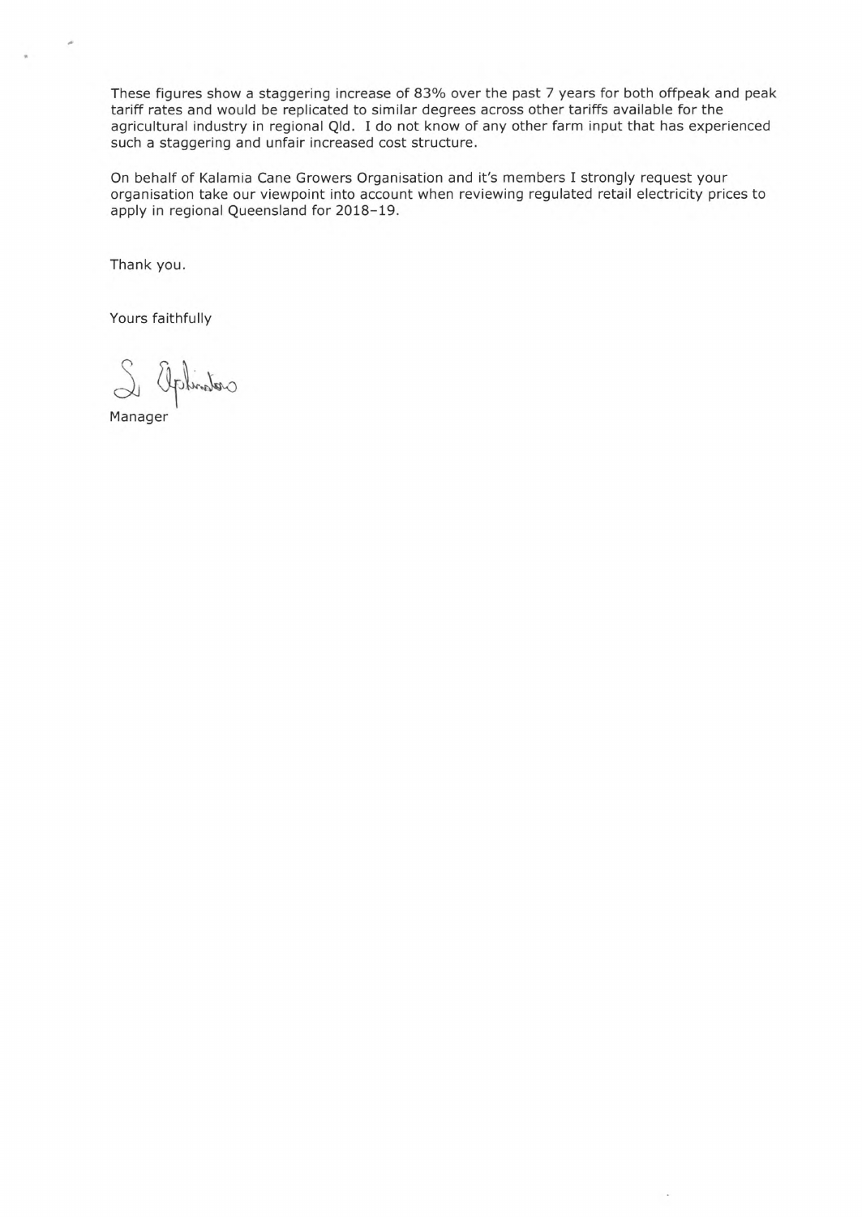These figures show a staggering increase of 83% over the past 7 years for both offpeak and peak tariff rates and would be replicated to similar degrees across other tariffs available for the agricultural industry in regional Qld. I do not know of any other farm input that has experienced such a staggering and unfair increased cost structure.

On behalf of Kalamia Cane Growers Organisation and it's members I strongly request your organisation take our viewpoint into account when reviewing regulated retail electricity prices to apply in regional Queensland for 2018-19.

Thank you.

Yours faithfully

Manager